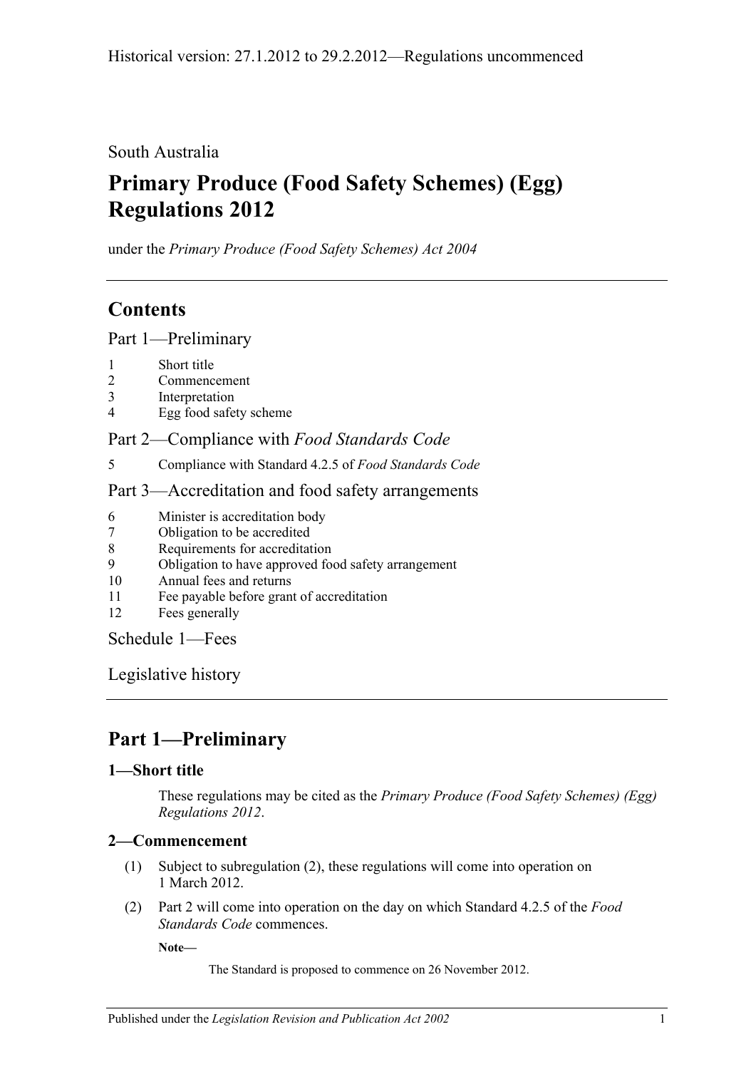South Australia

# Primary Produce (Food Safety Schemes) (Egg) Regulations 2012

under the *Primary Produce (Food Safety Schemes) Act 2004*

## Contents

Part 1—Preliminary

1 Short title
2 Commencement
3 Interpretation
4 Egg food safety scheme

Part 2—Compliance with *Food Standards Code*

5 Compliance with Standard 4.2.5 of *Food Standards Code*

Part 3—Accreditation and food safety arrangements

6 Minister is accreditation body
7 Obligation to be accredited
8 Requirements for accreditation
9 Obligation to have approved food safety arrangement
10 Annual fees and returns
11 Fee payable before grant of accreditation
12 Fees generally

Schedule 1—Fees

Legislative history

## Part 1—Preliminary

### 1—Short title

These regulations may be cited as the *Primary Produce (Food Safety Schemes) (Egg) Regulations 2012*.

### 2—Commencement

(1) Subject to subregulation (2), these regulations will come into operation on 1 March 2012.

(2) Part 2 will come into operation on the day on which Standard 4.2.5 of the *Food Standards Code* commences.

**Note—**

The Standard is proposed to commence on 26 November 2012.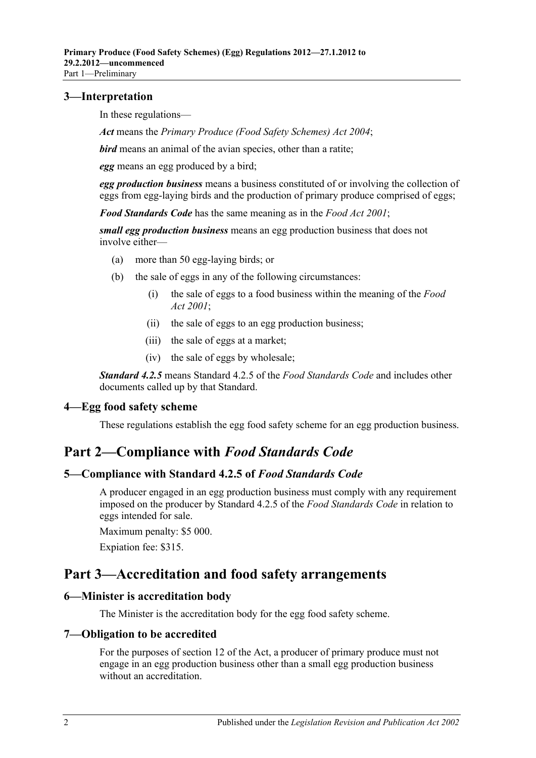### 3—Interpretation

In these regulations—

***Act*** means the *Primary Produce (Food Safety Schemes) Act 2004*;

***bird*** means an animal of the avian species, other than a ratite;

***egg*** means an egg produced by a bird;

***egg production business*** means a business constituted of or involving the collection of eggs from egg-laying birds and the production of primary produce comprised of eggs;

***Food Standards Code*** has the same meaning as in the *Food Act 2001*;

***small egg production business*** means an egg production business that does not involve either—

- (a) more than 50 egg-laying birds; or
- (b) the sale of eggs in any of the following circumstances:
  - (i) the sale of eggs to a food business within the meaning of the *Food Act 2001*;
  - (ii) the sale of eggs to an egg production business;
  - (iii) the sale of eggs at a market;
  - (iv) the sale of eggs by wholesale;

***Standard 4.2.5*** means Standard 4.2.5 of the *Food Standards Code* and includes other documents called up by that Standard.

### 4—Egg food safety scheme

These regulations establish the egg food safety scheme for an egg production business.

## Part 2—Compliance with *Food Standards Code*

### 5—Compliance with Standard 4.2.5 of *Food Standards Code*

A producer engaged in an egg production business must comply with any requirement imposed on the producer by Standard 4.2.5 of the *Food Standards Code* in relation to eggs intended for sale.

Maximum penalty: $5 000.

Expiation fee: $315.

## Part 3—Accreditation and food safety arrangements

### 6—Minister is accreditation body

The Minister is the accreditation body for the egg food safety scheme.

### 7—Obligation to be accredited

For the purposes of section 12 of the Act, a producer of primary produce must not engage in an egg production business other than a small egg production business without an accreditation.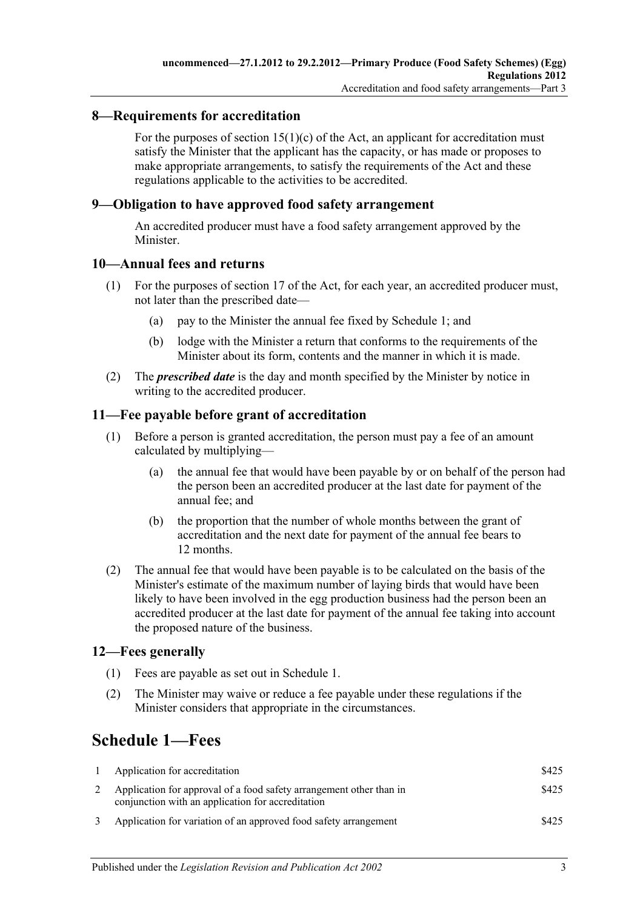## 8—Requirements for accreditation

For the purposes of section 15(1)(c) of the Act, an applicant for accreditation must satisfy the Minister that the applicant has the capacity, or has made or proposes to make appropriate arrangements, to satisfy the requirements of the Act and these regulations applicable to the activities to be accredited.

## 9—Obligation to have approved food safety arrangement

An accredited producer must have a food safety arrangement approved by the Minister.

## 10—Annual fees and returns

(1) For the purposes of section 17 of the Act, for each year, an accredited producer must, not later than the prescribed date—

(a) pay to the Minister the annual fee fixed by Schedule 1; and

(b) lodge with the Minister a return that conforms to the requirements of the Minister about its form, contents and the manner in which it is made.

(2) The ***prescribed date*** is the day and month specified by the Minister by notice in writing to the accredited producer.

## 11—Fee payable before grant of accreditation

(1) Before a person is granted accreditation, the person must pay a fee of an amount calculated by multiplying—

(a) the annual fee that would have been payable by or on behalf of the person had the person been an accredited producer at the last date for payment of the annual fee; and

(b) the proportion that the number of whole months between the grant of accreditation and the next date for payment of the annual fee bears to 12 months.

(2) The annual fee that would have been payable is to be calculated on the basis of the Minister's estimate of the maximum number of laying birds that would have been likely to have been involved in the egg production business had the person been an accredited producer at the last date for payment of the annual fee taking into account the proposed nature of the business.

## 12—Fees generally

(1) Fees are payable as set out in Schedule 1.

(2) The Minister may waive or reduce a fee payable under these regulations if the Minister considers that appropriate in the circumstances.

# Schedule 1—Fees

| | | |
|---|---|---|
| 1 | Application for accreditation | $425 |
| 2 | Application for approval of a food safety arrangement other than in conjunction with an application for accreditation | $425 |
| 3 | Application for variation of an approved food safety arrangement | $425 |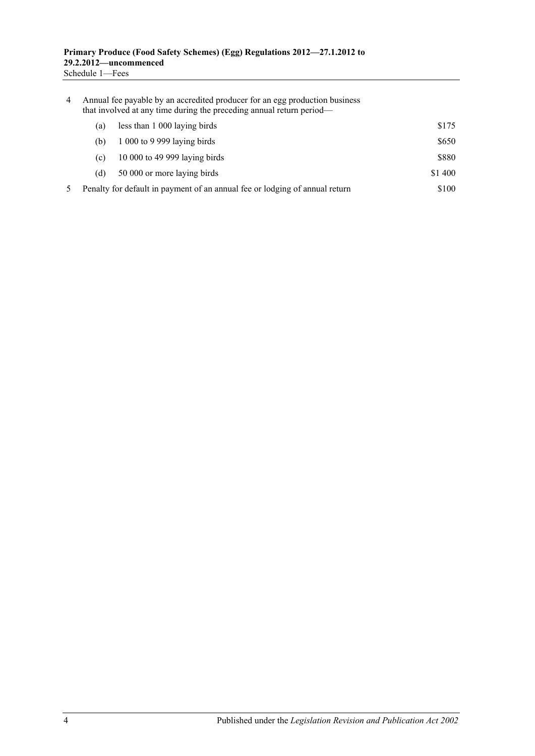| | | | |
|---|---|---|---|
| 4 | Annual fee payable by an accredited producer for an egg production business that involved at any time during the preceding annual return period— | | |
| | (a) | less than 1 000 laying birds | $175 |
| | (b) | 1 000 to 9 999 laying birds | $650 |
| | (c) | 10 000 to 49 999 laying birds | $880 |
| | (d) | 50 000 or more laying birds | $1 400 |
| 5 | Penalty for default in payment of an annual fee or lodging of annual return | | $100 |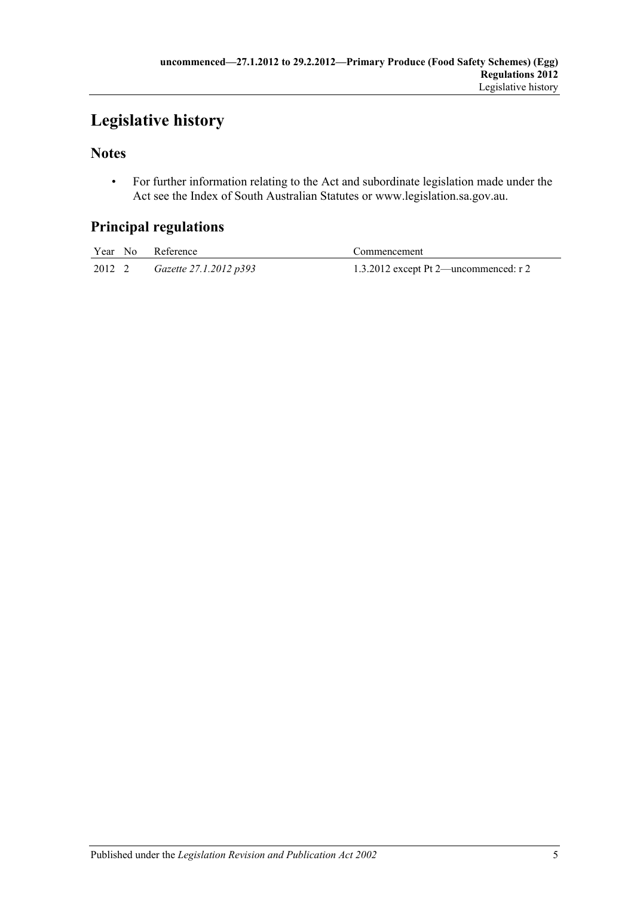# Legislative history

## Notes

- For further information relating to the Act and subordinate legislation made under the Act see the Index of South Australian Statutes or www.legislation.sa.gov.au.

## Principal regulations

| Year | No | Reference | Commencement |
|---|---|---|---|
| 2012 | 2 | *Gazette 27.1.2012 p393* | 1.3.2012 except Pt 2—uncommenced: r 2 |